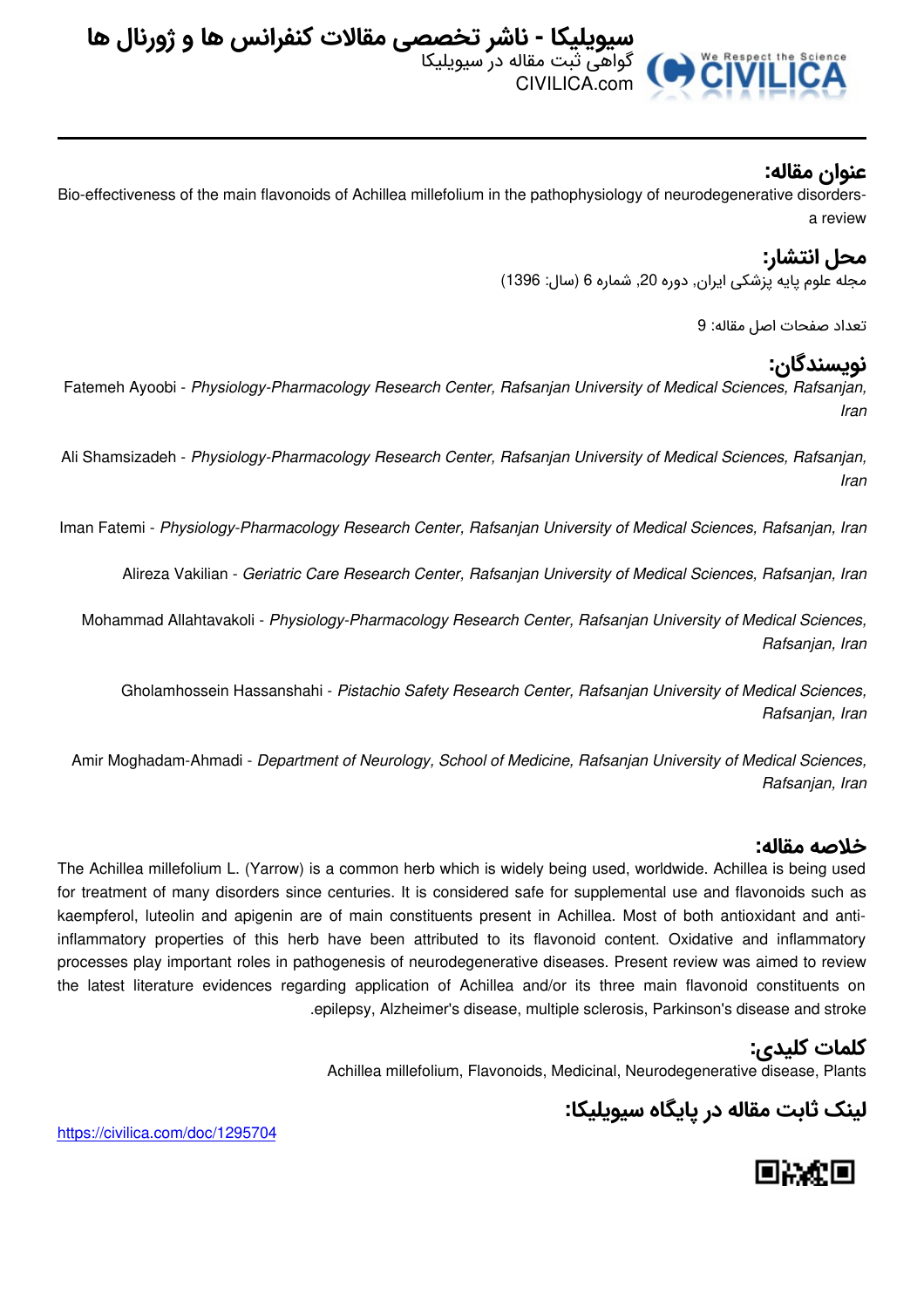# سیویلیکا - ناشر تخصصی مقالات کنفرانس ها و ژورنال ها

گواهی ثبت مقاله در سیویلیکا
CIVILICA.com

## عنوان مقاله:

Bio-effectiveness of the main flavonoids of Achillea millefolium in the pathophysiology of neurodegenerative disorders-a review

## محل انتشار:

مجله علوم پایه پزشکی ایران, دوره 20, شماره 6 (سال: 1396)

تعداد صفحات اصل مقاله: 9

## نویسندگان:

Fatemeh Ayoobi - *Physiology-Pharmacology Research Center, Rafsanjan University of Medical Sciences, Rafsanjan, Iran*

Ali Shamsizadeh - *Physiology-Pharmacology Research Center, Rafsanjan University of Medical Sciences, Rafsanjan, Iran*

Iman Fatemi - *Physiology-Pharmacology Research Center, Rafsanjan University of Medical Sciences, Rafsanjan, Iran*

Alireza Vakilian - *Geriatric Care Research Center, Rafsanjan University of Medical Sciences, Rafsanjan, Iran*

Mohammad Allahtavakoli - *Physiology-Pharmacology Research Center, Rafsanjan University of Medical Sciences, Rafsanjan, Iran*

Gholamhossein Hassanshahi - *Pistachio Safety Research Center, Rafsanjan University of Medical Sciences, Rafsanjan, Iran*

Amir Moghadam-Ahmadi - *Department of Neurology, School of Medicine, Rafsanjan University of Medical Sciences, Rafsanjan, Iran*

## خلاصه مقاله:

The Achillea millefolium L. (Yarrow) is a common herb which is widely being used, worldwide. Achillea is being used for treatment of many disorders since centuries. It is considered safe for supplemental use and flavonoids such as kaempferol, luteolin and apigenin are of main constituents present in Achillea. Most of both antioxidant and anti-inflammatory properties of this herb have been attributed to its flavonoid content. Oxidative and inflammatory processes play important roles in pathogenesis of neurodegenerative diseases. Present review was aimed to review the latest literature evidences regarding application of Achillea and/or its three main flavonoid constituents on epilepsy, Alzheimer's disease, multiple sclerosis, Parkinson's disease and stroke.

## کلمات کلیدی:

Achillea millefolium, Flavonoids, Medicinal, Neurodegenerative disease, Plants

## لینک ثابت مقاله در پایگاه سیویلیکا:

https://civilica.com/doc/1295704